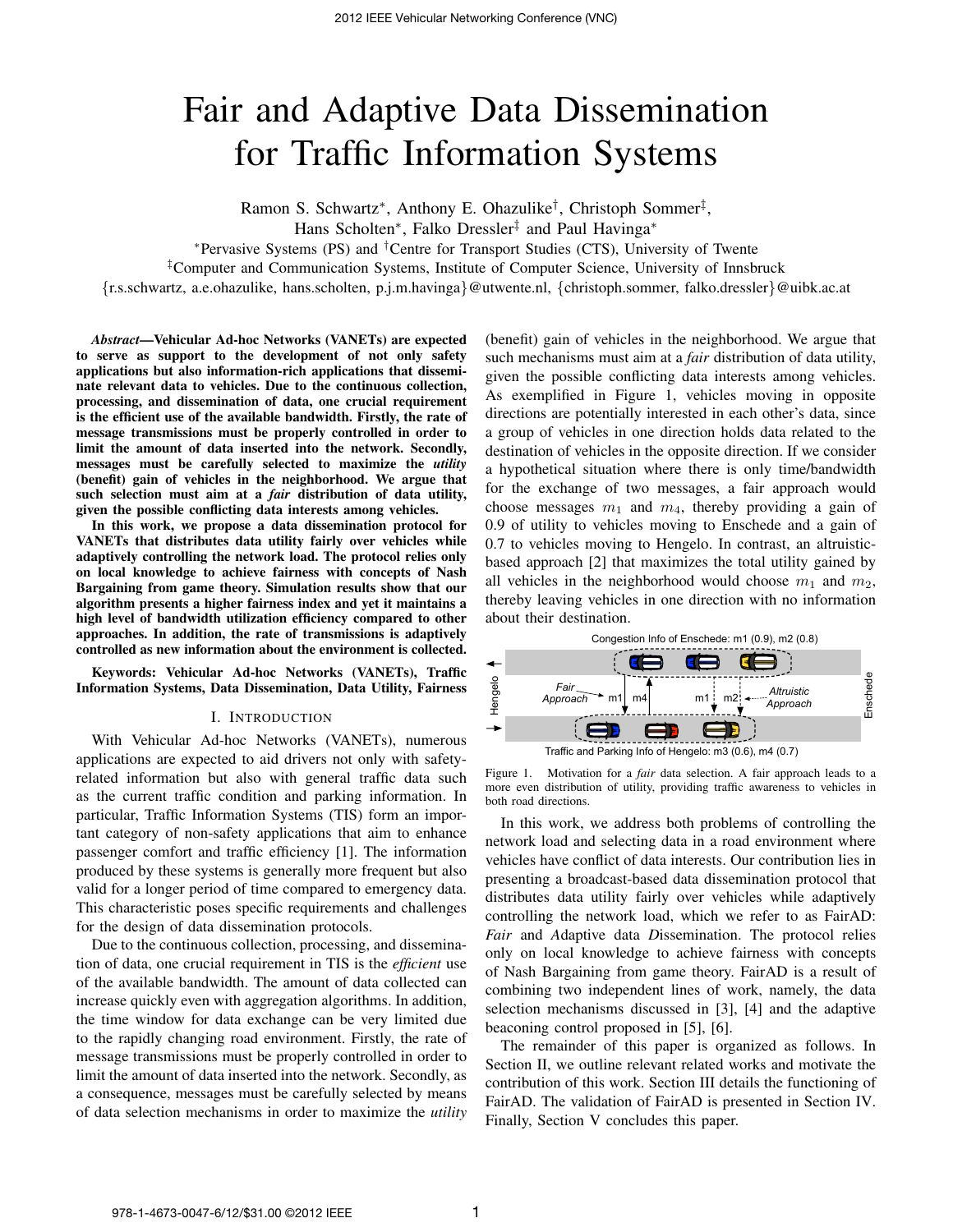# Fair and Adaptive Data Dissemination for Traffic Information Systems

Ramon S. Schwartz[*], Anthony E. Ohazulike[†], Christoph Sommer[‡], Hans Scholten[*], Falko Dressler[‡] and Paul Havinga[*]

[*]Pervasive Systems (PS) and [†]Centre for Transport Studies (CTS), University of Twente

[‡]Computer and Communication Systems, Institute of Computer Science, University of Innsbruck

{r.s.schwartz, a.e.ohazulike, hans.scholten, p.j.m.havinga}@utwente.nl, {christoph.sommer, falko.dressler}@uibk.ac.at

***Abstract*—Vehicular Ad-hoc Networks (VANETs) are expected to serve as support to the development of not only safety applications but also information-rich applications that disseminate relevant data to vehicles. Due to the continuous collection, processing, and dissemination of data, one crucial requirement is the efficient use of the available bandwidth. Firstly, the rate of message transmissions must be properly controlled in order to limit the amount of data inserted into the network. Secondly, messages must be carefully selected to maximize the *utility* (benefit) gain of vehicles in the neighborhood. We argue that such selection must aim at a *fair* distribution of data utility, given the possible conflicting data interests among vehicles.**

**In this work, we propose a data dissemination protocol for VANETs that distributes data utility fairly over vehicles while adaptively controlling the network load. The protocol relies only on local knowledge to achieve fairness with concepts of Nash Bargaining from game theory. Simulation results show that our algorithm presents a higher fairness index and yet it maintains a high level of bandwidth utilization efficiency compared to other approaches. In addition, the rate of transmissions is adaptively controlled as new information about the environment is collected.**

**Keywords: Vehicular Ad-hoc Networks (VANETs), Traffic Information Systems, Data Dissemination, Data Utility, Fairness**

## I. Introduction

With Vehicular Ad-hoc Networks (VANETs), numerous applications are expected to aid drivers not only with safety-related information but also with general traffic data such as the current traffic condition and parking information. In particular, Traffic Information Systems (TIS) form an important category of non-safety applications that aim to enhance passenger comfort and traffic efficiency [1]. The information produced by these systems is generally more frequent but also valid for a longer period of time compared to emergency data. This characteristic poses specific requirements and challenges for the design of data dissemination protocols.

Due to the continuous collection, processing, and dissemination of data, one crucial requirement in TIS is the *efficient* use of the available bandwidth. The amount of data collected can increase quickly even with aggregation algorithms. In addition, the time window for data exchange can be very limited due to the rapidly changing road environment. Firstly, the rate of message transmissions must be properly controlled in order to limit the amount of data inserted into the network. Secondly, as a consequence, messages must be carefully selected by means of data selection mechanisms in order to maximize the *utility* (benefit) gain of vehicles in the neighborhood. We argue that such mechanisms must aim at a *fair* distribution of data utility, given the possible conflicting data interests among vehicles. As exemplified in Figure 1, vehicles moving in opposite directions are potentially interested in each other's data, since a group of vehicles in one direction holds data related to the destination of vehicles in the opposite direction. If we consider a hypothetical situation where there is only time/bandwidth for the exchange of two messages, a fair approach would choose messages $m_1$ and $m_4$, thereby providing a gain of 0.9 of utility to vehicles moving to Enschede and a gain of 0.7 to vehicles moving to Hengelo. In contrast, an altruistic-based approach [2] that maximizes the total utility gained by all vehicles in the neighborhood would choose $m_1$ and $m_2$, thereby leaving vehicles in one direction with no information about their destination.

Congestion Info of Enschede: m1 (0.9), m2 (0.8)

Hengelo

Fair Approach

m1

m4

m1

m2

Altruistic Approach

Enschede

Traffic and Parking Info of Hengelo: m3 (0.6), m4 (0.7)

Figure 1. Motivation for a *fair* data selection. A fair approach leads to a more even distribution of utility, providing traffic awareness to vehicles in both road directions.

In this work, we address both problems of controlling the network load and selecting data in a road environment where vehicles have conflict of data interests. Our contribution lies in presenting a broadcast-based data dissemination protocol that distributes data utility fairly over vehicles while adaptively controlling the network load, which we refer to as FairAD: *Fair* and *A*daptive data *D*issemination. The protocol relies only on local knowledge to achieve fairness with concepts of Nash Bargaining from game theory. FairAD is a result of combining two independent lines of work, namely, the data selection mechanisms discussed in [3], [4] and the adaptive beaconing control proposed in [5], [6].

The remainder of this paper is organized as follows. In Section II, we outline relevant related works and motivate the contribution of this work. Section III details the functioning of FairAD. The validation of FairAD is presented in Section IV. Finally, Section V concludes this paper.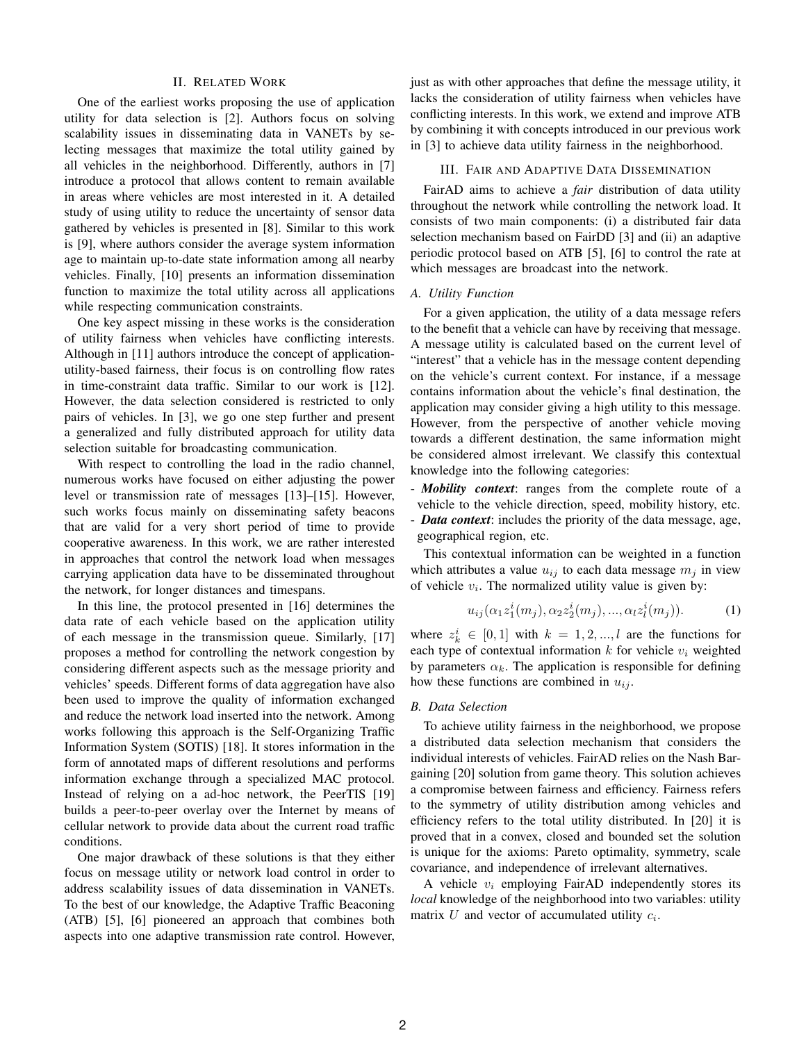## II. Related Work

One of the earliest works proposing the use of application utility for data selection is [2]. Authors focus on solving scalability issues in disseminating data in VANETs by selecting messages that maximize the total utility gained by all vehicles in the neighborhood. Differently, authors in [7] introduce a protocol that allows content to remain available in areas where vehicles are most interested in it. A detailed study of using utility to reduce the uncertainty of sensor data gathered by vehicles is presented in [8]. Similar to this work is [9], where authors consider the average system information age to maintain up-to-date state information among all nearby vehicles. Finally, [10] presents an information dissemination function to maximize the total utility across all applications while respecting communication constraints.

One key aspect missing in these works is the consideration of utility fairness when vehicles have conflicting interests. Although in [11] authors introduce the concept of application-utility-based fairness, their focus is on controlling flow rates in time-constraint data traffic. Similar to our work is [12]. However, the data selection considered is restricted to only pairs of vehicles. In [3], we go one step further and present a generalized and fully distributed approach for utility data selection suitable for broadcasting communication.

With respect to controlling the load in the radio channel, numerous works have focused on either adjusting the power level or transmission rate of messages [13]–[15]. However, such works focus mainly on disseminating safety beacons that are valid for a very short period of time to provide cooperative awareness. In this work, we are rather interested in approaches that control the network load when messages carrying application data have to be disseminated throughout the network, for longer distances and timespans.

In this line, the protocol presented in [16] determines the data rate of each vehicle based on the application utility of each message in the transmission queue. Similarly, [17] proposes a method for controlling the network congestion by considering different aspects such as the message priority and vehicles' speeds. Different forms of data aggregation have also been used to improve the quality of information exchanged and reduce the network load inserted into the network. Among works following this approach is the Self-Organizing Traffic Information System (SOTIS) [18]. It stores information in the form of annotated maps of different resolutions and performs information exchange through a specialized MAC protocol. Instead of relying on a ad-hoc network, the PeerTIS [19] builds a peer-to-peer overlay over the Internet by means of cellular network to provide data about the current road traffic conditions.

One major drawback of these solutions is that they either focus on message utility or network load control in order to address scalability issues of data dissemination in VANETs. To the best of our knowledge, the Adaptive Traffic Beaconing (ATB) [5], [6] pioneered an approach that combines both aspects into one adaptive transmission rate control. However, just as with other approaches that define the message utility, it lacks the consideration of utility fairness when vehicles have conflicting interests. In this work, we extend and improve ATB by combining it with concepts introduced in our previous work in [3] to achieve data utility fairness in the neighborhood.

## III. Fair and Adaptive Data Dissemination

FairAD aims to achieve a *fair* distribution of data utility throughout the network while controlling the network load. It consists of two main components: (i) a distributed fair data selection mechanism based on FairDD [3] and (ii) an adaptive periodic protocol based on ATB [5], [6] to control the rate at which messages are broadcast into the network.

### A. Utility Function

For a given application, the utility of a data message refers to the benefit that a vehicle can have by receiving that message. A message utility is calculated based on the current level of "interest" that a vehicle has in the message content depending on the vehicle's current context. For instance, if a message contains information about the vehicle's final destination, the application may consider giving a high utility to this message. However, from the perspective of another vehicle moving towards a different destination, the same information might be considered almost irrelevant. We classify this contextual knowledge into the following categories:

- ***Mobility context***: ranges from the complete route of a vehicle to the vehicle direction, speed, mobility history, etc.
- ***Data context***: includes the priority of the data message, age, geographical region, etc.

This contextual information can be weighted in a function which attributes a value $u_{ij}$ to each data message $m_j$ in view of vehicle $v_i$. The normalized utility value is given by:

$$u_{ij}(\alpha_1 z_1^i(m_j), \alpha_2 z_2^i(m_j), ..., \alpha_l z_l^i(m_j)). \tag{1}$$

where $z_k^i \in [0, 1]$ with $k = 1, 2, ..., l$ are the functions for each type of contextual information $k$ for vehicle $v_i$ weighted by parameters $\alpha_k$. The application is responsible for defining how these functions are combined in $u_{ij}$.

### B. Data Selection

To achieve utility fairness in the neighborhood, we propose a distributed data selection mechanism that considers the individual interests of vehicles. FairAD relies on the Nash Bargaining [20] solution from game theory. This solution achieves a compromise between fairness and efficiency. Fairness refers to the symmetry of utility distribution among vehicles and efficiency refers to the total utility distributed. In [20] it is proved that in a convex, closed and bounded set the solution is unique for the axioms: Pareto optimality, symmetry, scale covariance, and independence of irrelevant alternatives.

A vehicle $v_i$ employing FairAD independently stores its *local* knowledge of the neighborhood into two variables: utility matrix $U$ and vector of accumulated utility $c_i$.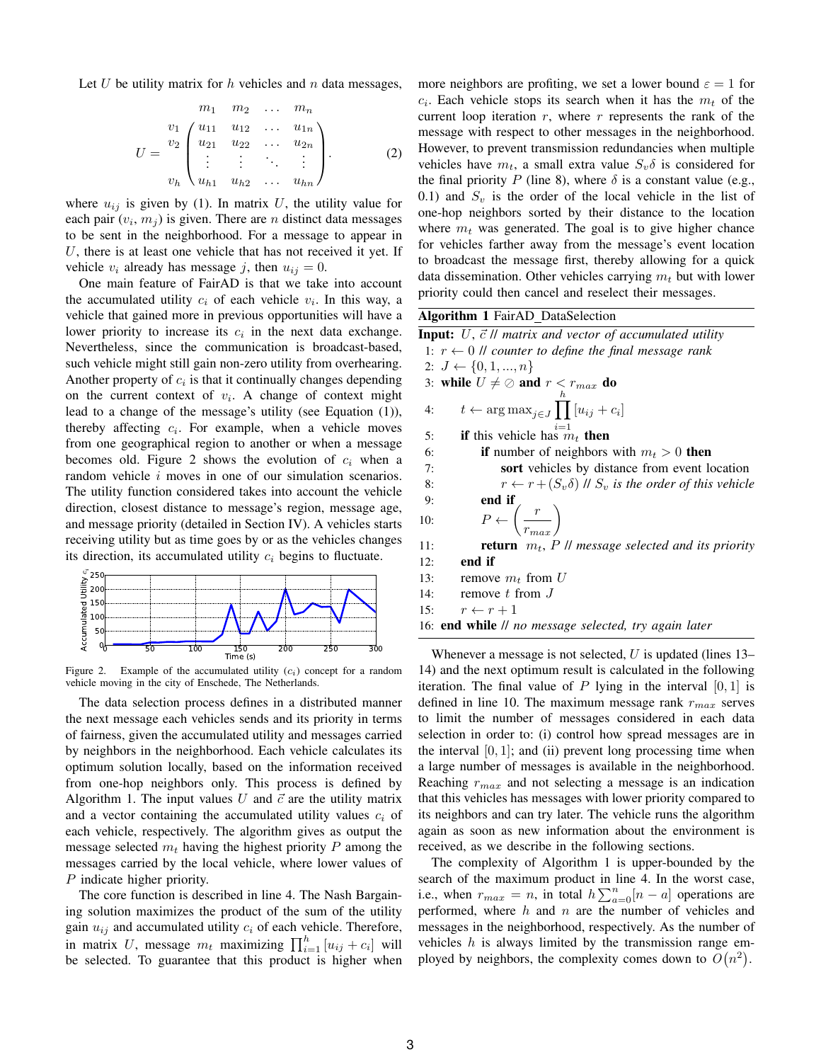Let $U$ be utility matrix for $h$ vehicles and $n$ data messages,

$$U = \begin{array}{c} \\ v_1 \\ v_2 \\ \vdots \\ v_h \end{array} \begin{array}{c} \begin{array}{cccc} m_1 & m_2 & \dots & m_n \end{array} \\ \begin{pmatrix} u_{11} & u_{12} & \dots & u_{1n} \\ u_{21} & u_{22} & \dots & u_{2n} \\ \vdots & \vdots & \ddots & \vdots \\ u_{h1} & u_{h2} & \dots & u_{hn} \end{pmatrix} \end{array}. \tag{2}$$

where $u_{ij}$ is given by (1). In matrix $U$, the utility value for each pair $(v_i, m_j)$ is given. There are $n$ distinct data messages to be sent in the neighborhood. For a message to appear in $U$, there is at least one vehicle that has not received it yet. If vehicle $v_i$ already has message $j$, then $u_{ij} = 0$.

One main feature of FairAD is that we take into account the accumulated utility $c_i$ of each vehicle $v_i$. In this way, a vehicle that gained more in previous opportunities will have a lower priority to increase its $c_i$ in the next data exchange. Nevertheless, since the communication is broadcast-based, such vehicle might still gain non-zero utility from overhearing. Another property of $c_i$ is that it continually changes depending on the current context of $v_i$. A change of context might lead to a change of the message's utility (see Equation (1)), thereby affecting $c_i$. For example, when a vehicle moves from one geographical region to another or when a message becomes old. Figure 2 shows the evolution of $c_i$ when a random vehicle $i$ moves in one of our simulation scenarios. The utility function considered takes into account the vehicle direction, closest distance to message's region, message age, and message priority (detailed in Section IV). A vehicles starts receiving utility but as time goes by or as the vehicles changes its direction, its accumulated utility $c_i$ begins to fluctuate.

Figure 2. Example of the accumulated utility ($c_i$) concept for a random vehicle moving in the city of Enschede, The Netherlands.

The data selection process defines in a distributed manner the next message each vehicles sends and its priority in terms of fairness, given the accumulated utility and messages carried by neighbors in the neighborhood. Each vehicle calculates its optimum solution locally, based on the information received from one-hop neighbors only. This process is defined by Algorithm 1. The input values $U$ and $\vec{c}$ are the utility matrix and a vector containing the utility values $c_i$ of each vehicle, respectively. The algorithm gives as output the message selected $m_t$ having the highest priority $P$ among the messages carried by the local vehicle, where lower values of $P$ indicate higher priority.

The core function is described in line 4. The Nash Bargaining solution maximizes the product of the sum of the utility gain $u_{ij}$ and accumulated utility $c_i$ of each vehicle. Therefore, in matrix $U$, message $m_t$ maximizing $\prod_{i=1}^{h} [u_{ij} + c_i]$ will be selected. To guarantee that this product is higher when more neighbors are profiting, we set a lower bound $\varepsilon = 1$ for $c_i$. Each vehicle stops its search when it has the $m_t$ of the current loop iteration $r$, where $r$ represents the rank of the message with respect to other messages in the neighborhood. However, to prevent transmission redundancies when multiple vehicles have $m_t$, a small extra value $S_v\delta$ is considered for the final priority $P$ (line 8), where $\delta$ is a constant value (e.g., 0.1) and $S_v$ is the order of the local vehicle in the list of one-hop neighbors sorted by their distance to the location where $m_t$ was generated. The goal is to give higher chance for vehicles farther away from the message's event location to broadcast the message first, thereby allowing for a quick data dissemination. Other vehicles carrying $m_t$ but with lower priority could then cancel and reselect their messages.

**Algorithm 1** FairAD_DataSelection

**Input:** $U$, $\vec{c}$ // *matrix and vector of accumulated utility*

```
 1: r ← 0 // counter to define the final message rank
 2: J ← {0, 1, ..., n}
 3: while U ≠ ∅ and r < r_max do
 4:     t ← arg max_{j∈J} ∏_{i=1}^{h} [u_ij + c_i]
 5:     if this vehicle has m_t then
 6:         if number of neighbors with m_t > 0 then
 7:             sort vehicles by distance from event location
 8:             r ← r + (S_v δ) // S_v is the order of this vehicle
 9:         end if
10:         P ← (r / r_max)
11:         return m_t, P // message selected and its priority
12:     end if
13:     remove m_t from U
14:     remove t from J
15:     r ← r + 1
16: end while // no message selected, try again later
```

Whenever a message is not selected, $U$ is updated (lines 13–14) and the next optimum result is calculated in the following iteration. The final value of $P$ lying in the interval $[0, 1]$ is defined in line 10. The maximum message rank $r_{max}$ serves to limit the number of messages considered in each data selection in order to: (i) control how spread messages are in the interval $[0, 1]$; and (ii) prevent long processing time when a large number of messages is available in the neighborhood. Reaching $r_{max}$ and not selecting a message is an indication that this vehicles has messages with lower priority compared to its neighbors and can try later. The vehicle runs the algorithm again as soon as new information about the environment is received, as we describe in the following sections.

The complexity of Algorithm 1 is upper-bounded by the search of the maximum product in line 4. In the worst case, i.e., when $r_{max} = n$, in total $h \sum_{a=0}^{n} [n - a]$ operations are performed, where $h$ and $n$ are the number of vehicles and messages in the neighborhood, respectively. As the number of vehicles $h$ is always limited by the transmission range employed by neighbors, the complexity comes down to $O(n^2)$.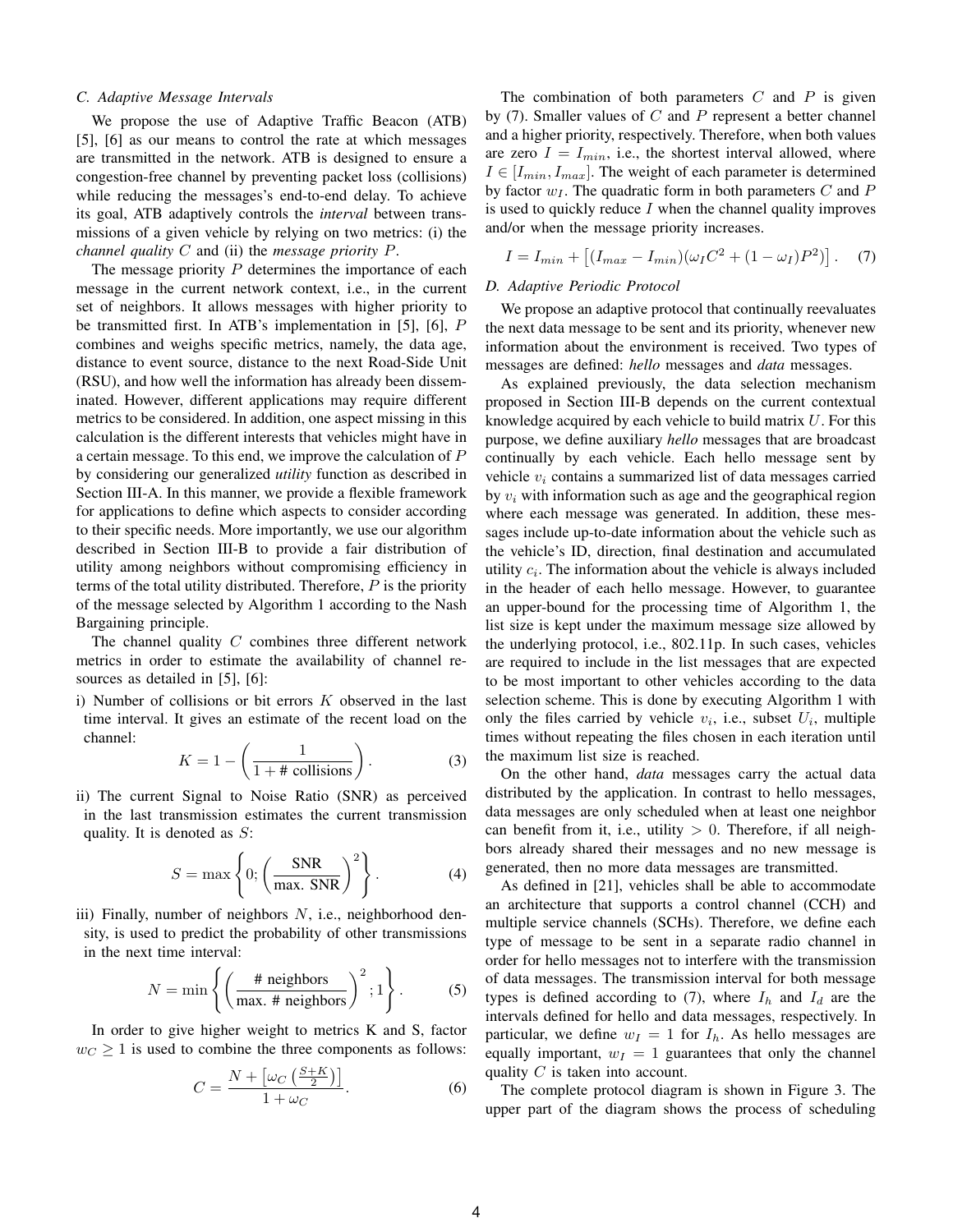### C. Adaptive Message Intervals

We propose the use of Adaptive Traffic Beacon (ATB) [5], [6] as our means to control the rate at which messages are transmitted in the network. ATB is designed to ensure a congestion-free channel by preventing packet loss (collisions) while reducing the messages's end-to-end delay. To achieve its goal, ATB adaptively controls the *interval* between transmissions of a given vehicle by relying on two metrics: (i) the *channel quality* $C$ and (ii) the *message priority* $P$.

The message priority $P$ determines the importance of each message in the current network context, i.e., in the current set of neighbors. It allows messages with higher priority to be transmitted first. In ATB's implementation in [5], [6], $P$ combines and weighs specific metrics, namely, the data age, distance to event source, distance to the next Road-Side Unit (RSU), and how well the information has already been disseminated. However, different applications may require different metrics to be considered. In addition, one aspect missing in this calculation is the different interests that vehicles might have in a certain message. To this end, we improve the calculation of $P$ by considering our generalized *utility* function as described in Section III-A. In this manner, we provide a flexible framework for applications to define which aspects to consider according to their specific needs. More importantly, we use our algorithm described in Section III-B to provide a fair distribution of utility among neighbors without compromising efficiency in terms of the total utility distributed. Therefore, $P$ is the priority of the message selected by Algorithm 1 according to the Nash Bargaining principle.

The channel quality $C$ combines three different network metrics in order to estimate the availability of channel resources as detailed in [5], [6]:

i) Number of collisions or bit errors $K$ observed in the last time interval. It gives an estimate of the recent load on the channel:

$$K = 1 - \left(\frac{1}{1 + \text{\# collisions}}\right). \tag{3}$$

ii) The current Signal to Noise Ratio (SNR) as perceived in the last transmission estimates the current transmission quality. It is denoted as $S$:

$$S = \max\left\{0; \left(\frac{\text{SNR}}{\text{max. SNR}}\right)^2\right\}. \tag{4}$$

iii) Finally, number of neighbors $N$, i.e., neighborhood density, is used to predict the probability of other transmissions in the next time interval:

$$N = \min\left\{\left(\frac{\text{\# neighbors}}{\text{max. \# neighbors}}\right)^2; 1\right\}. \tag{5}$$

In order to give higher weight to metrics K and S, factor $w_C \geq 1$ is used to combine the three components as follows:

$$C = \frac{N + \left[\omega_C\left(\frac{S+K}{2}\right)\right]}{1 + \omega_C}. \tag{6}$$

The combination of both parameters $C$ and $P$ is given by (7). Smaller values of $C$ and $P$ represent a better channel and a higher priority, respectively. Therefore, when both values are zero $I = I_{min}$, i.e., the shortest interval allowed, where $I \in [I_{min}, I_{max}]$. The weight of each parameter is determined by factor $w_I$. The quadratic form in both parameters $C$ and $P$ is used to quickly reduce $I$ when the channel quality improves and/or when the message priority increases.

$$I = I_{min} + \left[(I_{max} - I_{min})(\omega_I C^2 + (1 - \omega_I)P^2)\right]. \tag{7}$$

### D. Adaptive Periodic Protocol

We propose an adaptive protocol that continually reevaluates the next data message to be sent and its priority, whenever new information about the environment is received. Two types of messages are defined: *hello* messages and *data* messages.

As explained previously, the data selection mechanism proposed in Section III-B depends on the current contextual knowledge acquired by each vehicle to build matrix $U$. For this purpose, we define auxiliary *hello* messages that are broadcast continually by each vehicle. Each hello message sent by vehicle $v_i$ contains a summarized list of data messages carried by $v_i$ with information such as age and the geographical region where each message was generated. In addition, these messages include up-to-date information about the vehicle such as the vehicle's ID, direction, final destination and accumulated utility $c_i$. The information about the vehicle is always included in the header of each hello message. However, to guarantee an upper-bound for the processing time of Algorithm 1, the list size is kept under the maximum message size allowed by the underlying protocol, i.e., 802.11p. In such cases, vehicles are required to include in the list messages that are expected to be most important to other vehicles according to the data selection scheme. This is done by executing Algorithm 1 with only the files carried by vehicle $v_i$, i.e., subset $U_i$, multiple times without repeating the files chosen in each iteration until the maximum list size is reached.

On the other hand, *data* messages carry the actual data distributed by the application. In contrast to hello messages, data messages are only scheduled when at least one neighbor can benefit from it, i.e., utility $> 0$. Therefore, if all neighbors already shared their messages and no new message is generated, then no more data messages are transmitted.

As defined in [21], vehicles shall be able to accommodate an architecture that supports a control channel (CCH) and multiple service channels (SCHs). Therefore, we define each type of message to be sent in a separate radio channel in order for hello messages not to interfere with the transmission of data messages. The transmission interval for both message types is defined according to (7), where $I_h$ and $I_d$ are the intervals defined for hello and data messages, respectively. In particular, we define $w_I = 1$ for $I_h$. As hello messages are equally important, $w_I = 1$ guarantees that only the channel quality $C$ is taken into account.

The complete protocol diagram is shown in Figure 3. The upper part of the diagram shows the process of scheduling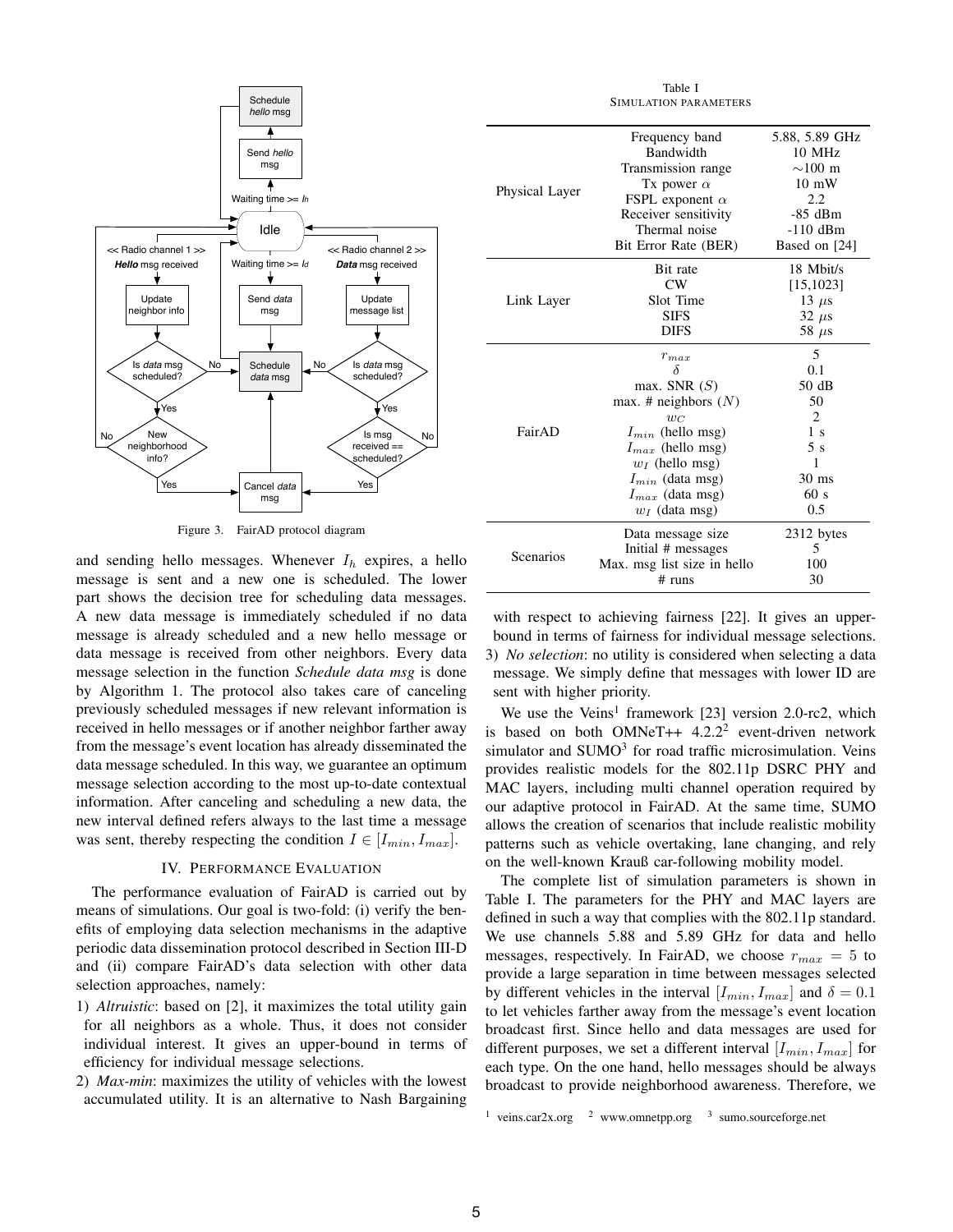Figure 3. FairAD protocol diagram

and sending hello messages. Whenever $I_h$ expires, a hello message is sent and a new one is scheduled. The lower part shows the decision tree for scheduling data messages. A new data message is immediately scheduled if no data message is already scheduled and a new hello message or data message is received from other neighbors. Every data message selection in the function *Schedule data msg* is done by Algorithm 1. The protocol also takes care of canceling previously scheduled messages if new relevant information is received in hello messages or if another neighbor farther away from the message's event location has already disseminated the data message scheduled. In this way, we guarantee an optimum message selection according to the most up-to-date contextual information. After canceling and scheduling a new data, the new interval defined refers always to the last time a message was sent, thereby respecting the condition $I \in [I_{min}, I_{max}]$.

## IV. Performance Evaluation

The performance evaluation of FairAD is carried out by means of simulations. Our goal is two-fold: (i) verify the benefits of employing data selection mechanisms in the adaptive periodic data dissemination protocol described in Section III-D and (ii) compare FairAD's data selection with other data selection approaches, namely:

1) *Altruistic*: based on [2], it maximizes the total utility gain for all neighbors as a whole. Thus, it does not consider individual interest. It gives an upper-bound in terms of efficiency for individual message selections.
2) *Max-min*: maximizes the utility of vehicles with the lowest accumulated utility. It is an alternative to Nash Bargaining with respect to achieving fairness [22]. It gives an upper-bound in terms of fairness for individual message selections.
3) *No selection*: no utility is considered when selecting a data message. We simply define that messages with lower ID are sent with higher priority.

Table I
Simulation parameters

| | Parameter | Value |
|---|---|---|
| Physical Layer | Frequency band | 5.88, 5.89 GHz |
| | Bandwidth | 10 MHz |
| | Transmission range | ∼100 m |
| | Tx power $\alpha$ | 10 mW |
| | FSPL exponent $\alpha$ | 2.2 |
| | Receiver sensitivity | -85 dBm |
| | Thermal noise | -110 dBm |
| | Bit Error Rate (BER) | Based on [24] |
| Link Layer | Bit rate | 18 Mbit/s |
| | CW | [15,1023] |
| | Slot Time | 13 $\mu$s |
| | SIFS | 32 $\mu$s |
| | DIFS | 58 $\mu$s |
| FairAD | $r_{max}$ | 5 |
| | $\delta$ | 0.1 |
| | max. SNR ($S$) | 50 dB |
| | max. # neighbors ($N$) | 50 |
| | $w_C$ | 2 |
| | $I_{min}$ (hello msg) | 1 s |
| | $I_{max}$ (hello msg) | 5 s |
| | $w_I$ (hello msg) | 1 |
| | $I_{min}$ (data msg) | 30 ms |
| | $I_{max}$ (data msg) | 60 s |
| | $w_I$ (data msg) | 0.5 |
| Scenarios | Data message size | 2312 bytes |
| | Initial # messages | 5 |
| | Max. msg list size in hello | 100 |
| | # runs | 30 |

We use the Veins[1] framework [23] version 2.0-rc2, which is based on both OMNeT++ 4.2.2[2] event-driven network simulator and SUMO[3] for road traffic microsimulation. Veins provides realistic models for the 802.11p DSRC PHY and MAC layers, including multi channel operation required by our adaptive protocol in FairAD. At the same time, SUMO allows the creation of scenarios that include realistic mobility patterns such as vehicle overtaking, lane changing, and rely on the well-known Krauß car-following mobility model.

The complete list of simulation parameters is shown in Table I. The parameters for the PHY and MAC layers are defined in such a way that complies with the 802.11p standard. We use channels 5.88 and 5.89 GHz for data and hello messages, respectively. In FairAD, we choose $r_{max} = 5$ to provide a large separation in time between messages selected by different vehicles in the interval $[I_{min}, I_{max}]$ and $\delta = 0.1$ to let vehicles farther away from the message's event location broadcast first. Since hello and data messages are used for different purposes, we set a different interval $[I_{min}, I_{max}]$ for each type. On the one hand, hello messages should be always broadcast to provide neighborhood awareness. Therefore, we

[1] veins.car2x.org [2] www.omnetpp.org [3] sumo.sourceforge.net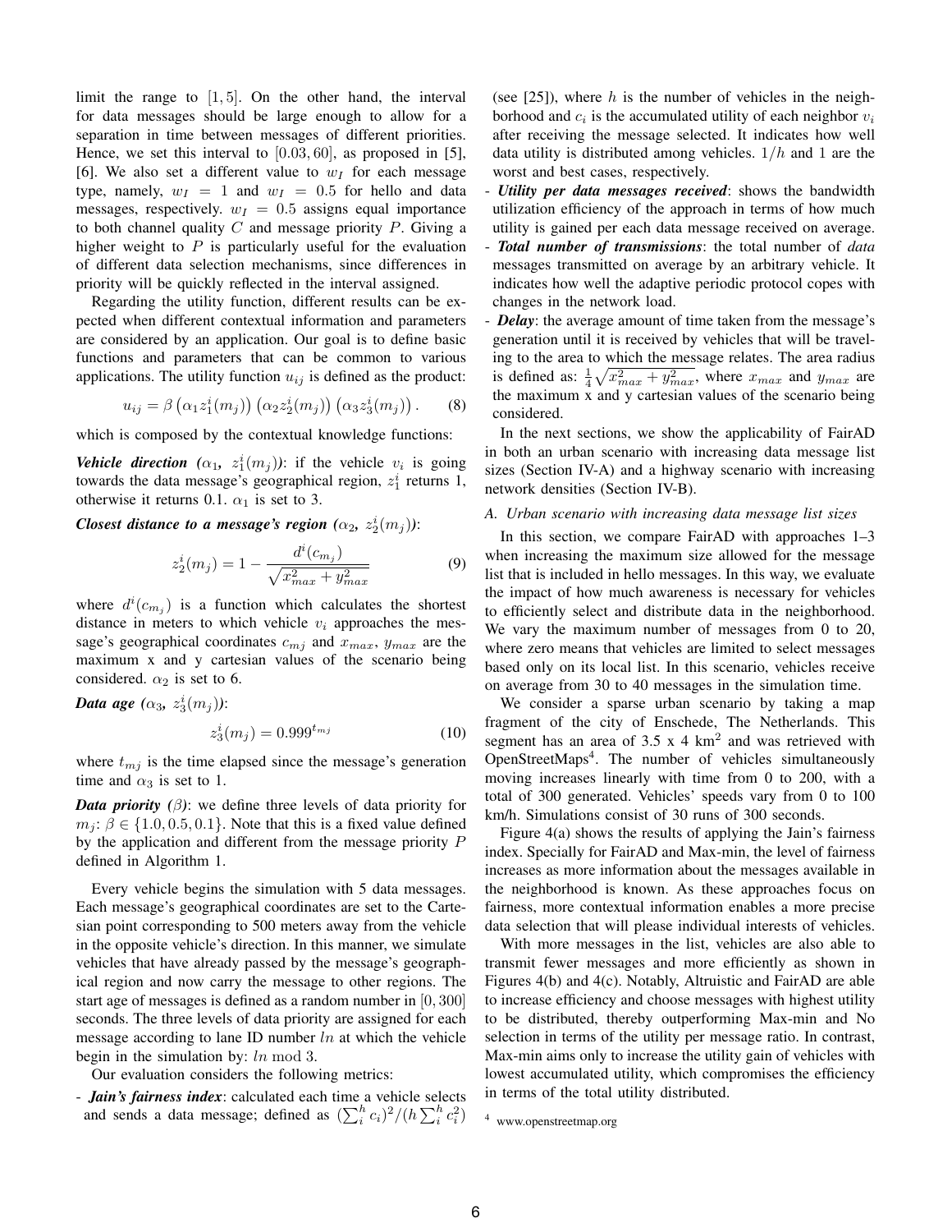limit the range to $[1, 5]$. On the other hand, the interval for data messages should be large enough to allow for a separation in time between messages of different priorities. Hence, we set this interval to $[0.03, 60]$, as proposed in [5], [6]. We also set a different value to $w_I$ for each message type, namely, $w_I = 1$ and $w_I = 0.5$ for hello and data messages, respectively. $w_I = 0.5$ assigns equal importance to both channel quality $C$ and message priority $P$. Giving a higher weight to $P$ is particularly useful for the evaluation of different data selection mechanisms, since differences in priority will be quickly reflected in the interval assigned.

Regarding the utility function, different results can be expected when different contextual information and parameters are considered by an application. Our goal is to define basic functions and parameters that can be common to various applications. The utility function $u_{ij}$ is defined as the product:

$$u_{ij} = \beta \left(\alpha_1 z_1^i(m_j)\right) \left(\alpha_2 z_2^i(m_j)\right) \left(\alpha_3 z_3^i(m_j)\right). \quad (8)$$

which is composed by the contextual knowledge functions:

***Vehicle direction** ($\alpha_1$, $z_1^i(m_j)$)*: if the vehicle $v_i$ is going towards the data message's geographical region, $z_1^i$ returns 1, otherwise it returns 0.1. $\alpha_1$ is set to 3.

***Closest distance to a message's region** ($\alpha_2$, $z_2^i(m_j)$)*:

$$z_2^i(m_j) = 1 - \frac{d^i(c_{m_j})}{\sqrt{x_{max}^2 + y_{max}^2}} \quad (9)$$

where $d^i(c_{m_j})$ is a function which calculates the shortest distance in meters to which vehicle $v_i$ approaches the message's geographical coordinates $c_{mj}$ and $x_{max}$, $y_{max}$ are the maximum x and y cartesian values of the scenario being considered. $\alpha_2$ is set to 6.

***Data age** ($\alpha_3$, $z_3^i(m_j)$)*:

$$z_3^i(m_j) = 0.999^{t_{mj}} \quad (10)$$

where $t_{mj}$ is the time elapsed since the message's generation time and $\alpha_3$ is set to 1.

***Data priority** ($\beta$)*: we define three levels of data priority for $m_j$: $\beta \in \{1.0, 0.5, 0.1\}$. Note that this is a fixed value defined by the application and different from the message priority $P$ defined in Algorithm 1.

Every vehicle begins the simulation with 5 data messages. Each message's geographical coordinates are set to the Cartesian point corresponding to 500 meters away from the vehicle in the opposite vehicle's direction. In this manner, we simulate vehicles that have already passed by the message's geographical region and now carry the message to other regions. The start age of messages is defined as a random number in $[0, 300]$ seconds. The three levels of data priority are assigned for each message according to lane ID number $ln$ at which the vehicle begin in the simulation by: $ln \bmod 3$.

Our evaluation considers the following metrics:

- ***Jain's fairness index***: calculated each time a vehicle selects and sends a data message; defined as $(\sum_i^h c_i)^2/(h \sum_i^h c_i^2)$ (see [25]), where $h$ is the number of vehicles in the neighborhood and $c_i$ is the accumulated utility of each neighbor $v_i$ after receiving the message selected. It indicates how well data utility is distributed among vehicles. $1/h$ and 1 are the worst and best cases, respectively.
- ***Utility per data messages received***: shows the bandwidth utilization efficiency of the approach in terms of how much utility is gained per each data message received on average.
- ***Total number of transmissions***: the total number of *data* messages transmitted on average by an arbitrary vehicle. It indicates how well the adaptive periodic protocol copes with changes in the network load.
- ***Delay***: the average amount of time taken from the message's generation until it is received by vehicles that will be traveling to the area to which the message relates. The area radius is defined as: $\frac{1}{4}\sqrt{x_{max}^2 + y_{max}^2}$, where $x_{max}$ and $y_{max}$ are the maximum x and y cartesian values of the scenario being considered.

In the next sections, we show the applicability of FairAD in both an urban scenario with increasing data message list sizes (Section IV-A) and a highway scenario with increasing network densities (Section IV-B).

### *A. Urban scenario with increasing data message list sizes*

In this section, we compare FairAD with approaches 1–3 when increasing the maximum size allowed for the message list that is included in hello messages. In this way, we evaluate the impact of how much awareness is necessary for vehicles to efficiently select and distribute data in the neighborhood. We vary the maximum number of messages from 0 to 20, where zero means that vehicles are limited to select messages based only on its local list. In this scenario, vehicles receive on average from 30 to 40 messages in the simulation time.

We consider a sparse urban scenario by taking a map fragment of the city of Enschede, The Netherlands. This segment has an area of 3.5 x 4 km$^2$ and was retrieved with OpenStreetMaps[4]. The number of vehicles simultaneously moving increases linearly with time from 0 to 200, with a total of 300 generated. Vehicles' speeds vary from 0 to 100 km/h. Simulations consist of 30 runs of 300 seconds.

Figure 4(a) shows the results of applying the Jain's fairness index. Specially for FairAD and Max-min, the level of fairness increases as more information about the messages available in the neighborhood is known. As these approaches focus on fairness, more contextual information enables a more precise data selection that will please individual interests of vehicles.

With more messages in the list, vehicles are also able to transmit fewer messages and more efficiently as shown in Figures 4(b) and 4(c). Notably, Altruistic and FairAD are able to increase efficiency and choose messages with highest utility to be distributed, thereby outperforming Max-min and No selection in terms of the utility per message ratio. In contrast, Max-min aims only to increase the utility gain of vehicles with lowest accumulated utility, which compromises the efficiency in terms of the total utility distributed.

[4] www.openstreetmap.org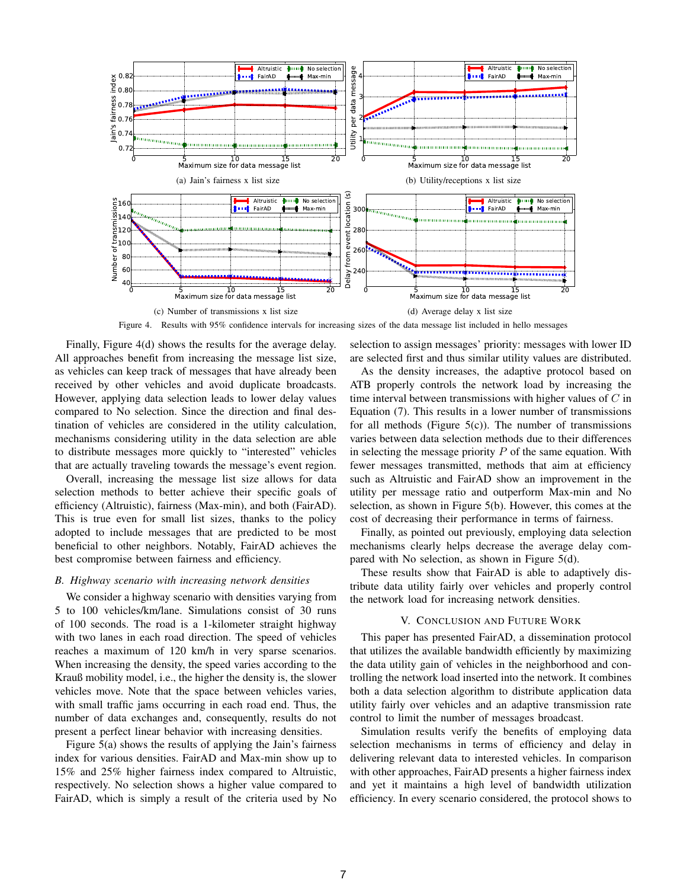Figure 4. Results with 95% confidence intervals for increasing sizes of the data message list included in hello messages

(a) Jain's fairness x list size

(b) Utility/receptions x list size

(c) Number of transmissions x list size

(d) Average delay x list size

Finally, Figure 4(d) shows the results for the average delay. All approaches benefit from increasing the message list size, as vehicles can keep track of messages that have already been received by other vehicles and avoid duplicate broadcasts. However, applying data selection leads to lower delay values compared to No selection. Since the direction and final destination of vehicles are considered in the utility calculation, mechanisms considering utility in the data selection are able to distribute messages more quickly to "interested" vehicles that are actually traveling towards the message's event region.

Overall, increasing the message list size allows for data selection methods to better achieve their specific goals of efficiency (Altruistic), fairness (Max-min), and both (FairAD). This is true even for small list sizes, thanks to the policy adopted to include messages that are predicted to be most beneficial to other neighbors. Notably, FairAD achieves the best compromise between fairness and efficiency.

### B. Highway scenario with increasing network densities

We consider a highway scenario with densities varying from 5 to 100 vehicles/km/lane. Simulations consist of 30 runs of 100 seconds. The road is a 1-kilometer straight highway with two lanes in each road direction. The speed of vehicles reaches a maximum of 120 km/h in very sparse scenarios. When increasing the density, the speed varies according to the Krauß mobility model, i.e., the higher the density is, the slower vehicles move. Note that the space between vehicles varies, with small traffic jams occurring in each road end. Thus, the number of data exchanges and, consequently, results do not present a perfect linear behavior with increasing densities.

Figure 5(a) shows the results of applying the Jain's fairness index for various densities. FairAD and Max-min show up to 15% and 25% higher fairness index compared to Altruistic, respectively. No selection shows a higher value compared to FairAD, which is simply a result of the criteria used by No selection to assign messages' priority: messages with lower ID are selected first and thus similar utility values are distributed.

As the density increases, the adaptive protocol based on ATB properly controls the network load by increasing the time interval between transmissions with higher values of $C$ in Equation (7). This results in a lower number of transmissions for all methods (Figure 5(c)). The number of transmissions varies between data selection methods due to their differences in selecting the message priority $P$ of the same equation. With fewer messages transmitted, methods that aim at efficiency such as Altruistic and FairAD show an improvement in the utility per message ratio and outperform Max-min and No selection, as shown in Figure 5(b). However, this comes at the cost of decreasing their performance in terms of fairness.

Finally, as pointed out previously, employing data selection mechanisms clearly helps decrease the average delay compared with No selection, as shown in Figure 5(d).

These results show that FairAD is able to adaptively distribute data utility fairly over vehicles and properly control the network load for increasing network densities.

## V. Conclusion and Future Work

This paper has presented FairAD, a dissemination protocol that utilizes the available bandwidth efficiently by maximizing the data utility gain of vehicles in the neighborhood and controlling the network load inserted into the network. It combines both a data selection algorithm to distribute application data utility fairly over vehicles and an adaptive transmission rate control to limit the number of messages broadcast.

Simulation results verify the benefits of employing data selection mechanisms in terms of efficiency and delay in delivering relevant data to interested vehicles. In comparison with other approaches, FairAD presents a higher fairness index and yet it maintains a high level of bandwidth utilization efficiency. In every scenario considered, the protocol shows to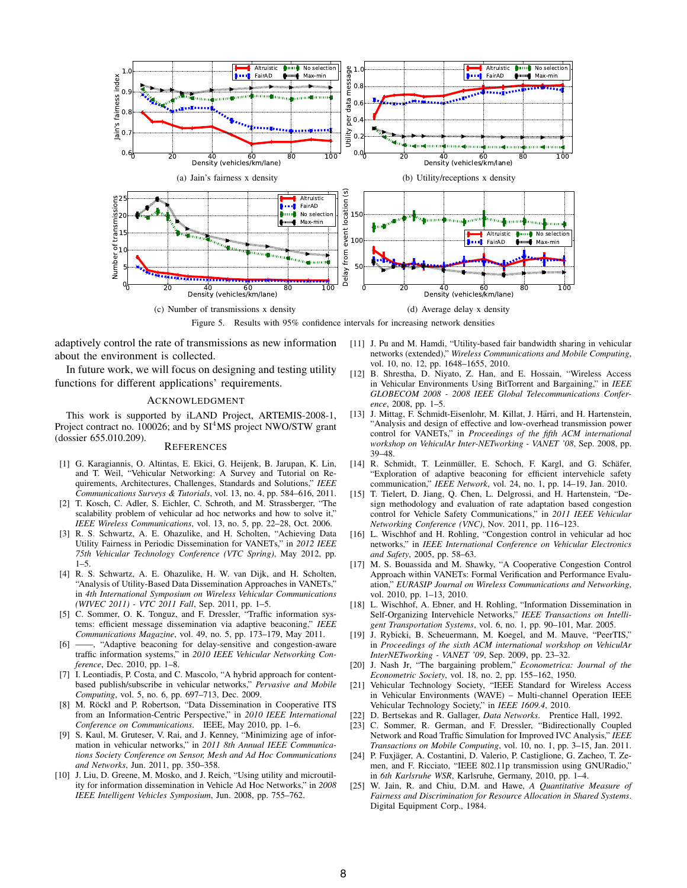Jain's fairness index

1.0
0.9
0.8
0.7
0.6

0 20 40 60 80 100

Density (vehicles/km/lane)

Altruistic
FairAD
No selection
Max-min

(a) Jain's fairness x density

Utility per data message

1.0
0.8
0.6
0.4
0.2
0.0

0 20 40 60 80 100

Density (vehicles/km/lane)

Altruistic
FairAD
No selection
Max-min

(b) Utility/receptions x density

Number of transmissions

25
20
15
10
5
0

0 20 40 60 80 100

Density (vehicles/km/lane)

Altruistic
FairAD
No selection
Max-min

(c) Number of transmissions x density

Delay from event location (s)

150
100
50

0 20 40 60 80 100

Density (vehicles/km/lane)

Altruistic
FairAD
No selection
Max-min

(d) Average delay x density

Figure 5. Results with 95% confidence intervals for increasing network densities

adaptively control the rate of transmissions as new information about the environment is collected.

In future work, we will focus on designing and testing utility functions for different applications' requirements.

## Acknowledgment

This work is supported by iLAND Project, ARTEMIS-2008-1, Project contract no. 100026; and by SI[4]MS project NWO/STW grant (dossier 655.010.209).

## References

[1] G. Karagiannis, O. Altintas, E. Ekici, G. Heijenk, B. Jarupan, K. Lin, and T. Weil, "Vehicular Networking: A Survey and Tutorial on Requirements, Architectures, Challenges, Standards and Solutions," *IEEE Communications Surveys & Tutorials*, vol. 13, no. 4, pp. 584–616, 2011.

[2] T. Kosch, C. Adler, S. Eichler, C. Schroth, and M. Strassberger, "The scalability problem of vehicular ad hoc networks and how to solve it," *IEEE Wireless Communications*, vol. 13, no. 5, pp. 22–28, Oct. 2006.

[3] R. S. Schwartz, A. E. Ohazulike, and H. Scholten, "Achieving Data Utility Fairness in Periodic Dissemination for VANETs," in *2012 IEEE 75th Vehicular Technology Conference (VTC Spring)*, May 2012, pp. 1–5.

[4] R. S. Schwartz, A. E. Ohazulike, H. W. van Dijk, and H. Scholten, "Analysis of Utility-Based Data Dissemination Approaches in VANETs," in *4th International Symposium on Wireless Vehicular Communications (WIVEC 2011) - VTC 2011 Fall*, Sep. 2011, pp. 1–5.

[5] C. Sommer, O. K. Tonguz, and F. Dressler, "Traffic information systems: efficient message dissemination via adaptive beaconing," *IEEE Communications Magazine*, vol. 49, no. 5, pp. 173–179, May 2011.

[6] ——, "Adaptive beaconing for delay-sensitive and congestion-aware traffic information systems," in *2010 IEEE Vehicular Networking Conference*, Dec. 2010, pp. 1–8.

[7] I. Leontiadis, P. Costa, and C. Mascolo, "A hybrid approach for content-based publish/subscribe in vehicular networks," *Pervasive and Mobile Computing*, vol. 5, no. 6, pp. 697–713, Dec. 2009.

[8] M. Röckl and P. Robertson, "Data Dissemination in Cooperative ITS from an Information-Centric Perspective," in *2010 IEEE International Conference on Communications*. IEEE, May 2010, pp. 1–6.

[9] S. Kaul, M. Gruteser, V. Rai, and J. Kenney, "Minimizing age of information in vehicular networks," in *2011 8th Annual IEEE Communications Society Conference on Sensor, Mesh and Ad Hoc Communications and Networks*, Jun. 2011, pp. 350–358.

[10] J. Liu, D. Greene, M. Mosko, and J. Reich, "Using utility and microutility for information dissemination in Vehicle Ad Hoc Networks," in *2008 IEEE Intelligent Vehicles Symposium*, Jun. 2008, pp. 755–762.

[11] J. Pu and M. Hamdi, "Utility-based fair bandwidth sharing in vehicular networks (extended)," *Wireless Communications and Mobile Computing*, vol. 10, no. 12, pp. 1648–1655, 2010.

[12] B. Shrestha, D. Niyato, Z. Han, and E. Hossain, "Wireless Access in Vehicular Environments Using BitTorrent and Bargaining," in *IEEE GLOBECOM 2008 - 2008 IEEE Global Telecommunications Conference*, 2008, pp. 1–5.

[13] J. Mittag, F. Schmidt-Eisenlohr, M. Killat, J. Härri, and H. Hartenstein, "Analysis and design of effective and low-overhead transmission power control for VANETs," in *Proceedings of the fifth ACM international workshop on VehiculAr Inter-NETworking - VANET '08*, Sep. 2008, pp. 39–48.

[14] R. Schmidt, T. Leinmüller, E. Schoch, F. Kargl, and G. Schäfer, "Exploration of adaptive beaconing for efficient intervehicle safety communication," *IEEE Network*, vol. 24, no. 1, pp. 14–19, Jan. 2010.

[15] T. Tielert, D. Jiang, Q. Chen, L. Delgrossi, and H. Hartenstein, "Design methodology and evaluation of rate adaptation based congestion control for Vehicle Safety Communications," in *2011 IEEE Vehicular Networking Conference (VNC)*, Nov. 2011, pp. 116–123.

[16] L. Wischhof and H. Rohling, "Congestion control in vehicular ad hoc networks," in *IEEE International Conference on Vehicular Electronics and Safety*, 2005, pp. 58–63.

[17] M. S. Bouassida and M. Shawky, "A Cooperative Congestion Control Approach within VANETs: Formal Verification and Performance Evaluation," *EURASIP Journal on Wireless Communications and Networking*, vol. 2010, pp. 1–13, 2010.

[18] L. Wischhof, A. Ebner, and H. Rohling, "Information Dissemination in Self-Organizing Intervehicle Networks," *IEEE Transactions on Intelligent Transportation Systems*, vol. 6, no. 1, pp. 90–101, Mar. 2005.

[19] J. Rybicki, B. Scheuermann, M. Koegel, and M. Mauve, "PeerTIS," in *Proceedings of the sixth ACM international workshop on VehiculAr InterNETworking - VANET '09*, Sep. 2009, pp. 23–32.

[20] J. Nash Jr, "The bargaining problem," *Econometrica: Journal of the Econometric Society*, vol. 18, no. 2, pp. 155–162, 1950.

[21] Vehicular Technology Society, "IEEE Standard for Wireless Access in Vehicular Environments (WAVE) – Multi-channel Operation IEEE Vehicular Technology Society," in *IEEE 1609.4*, 2010.

[22] D. Bertsekas and R. Gallager, *Data Networks*. Prentice Hall, 1992.

[23] C. Sommer, R. German, and F. Dressler, "Bidirectionally Coupled Network and Road Traffic Simulation for Improved IVC Analysis," *IEEE Transactions on Mobile Computing*, vol. 10, no. 1, pp. 3–15, Jan. 2011.

[24] P. Fuxjäger, A. Costantini, D. Valerio, P. Castiglione, G. Zacheo, T. Zemen, and F. Ricciato, "IEEE 802.11p transmission using GNURadio," in *6th Karlsruhe WSR*, Karlsruhe, Germany, 2010, pp. 1–4.

[25] W. Jain, R. and Chiu, D.M. and Hawe, *A Quantitative Measure of Fairness and Discrimination for Resource Allocation in Shared Systems*. Digital Equipment Corp., 1984.